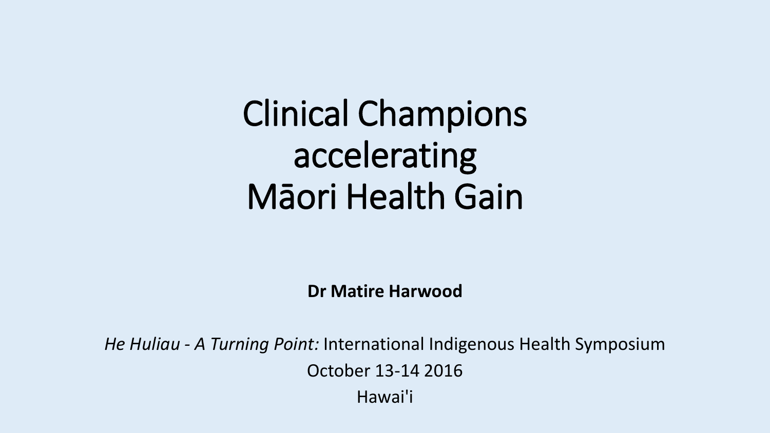# Clinical Champions accelerating Māori Health Gain

**Dr Matire Harwood**

*He Huliau - A Turning Point:* International Indigenous Health Symposium

October 13-14 2016

Hawai'i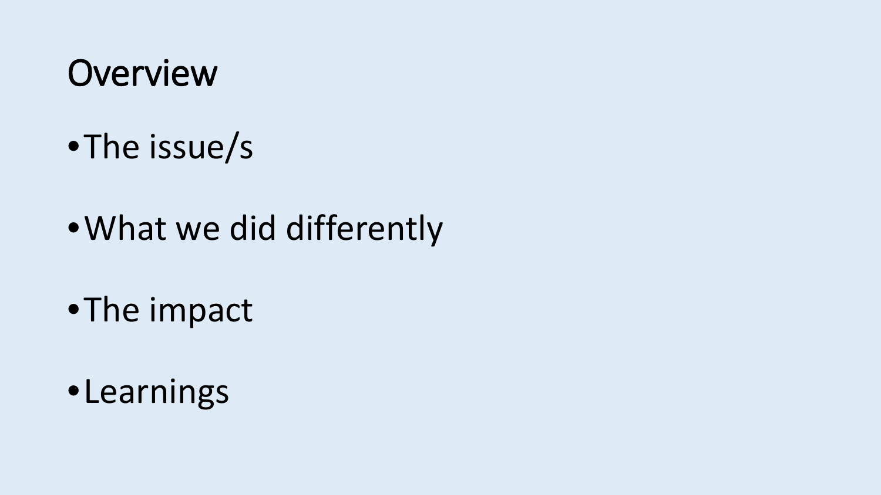# Overview

- The issue/s
- What we did differently
- The impact
- Learnings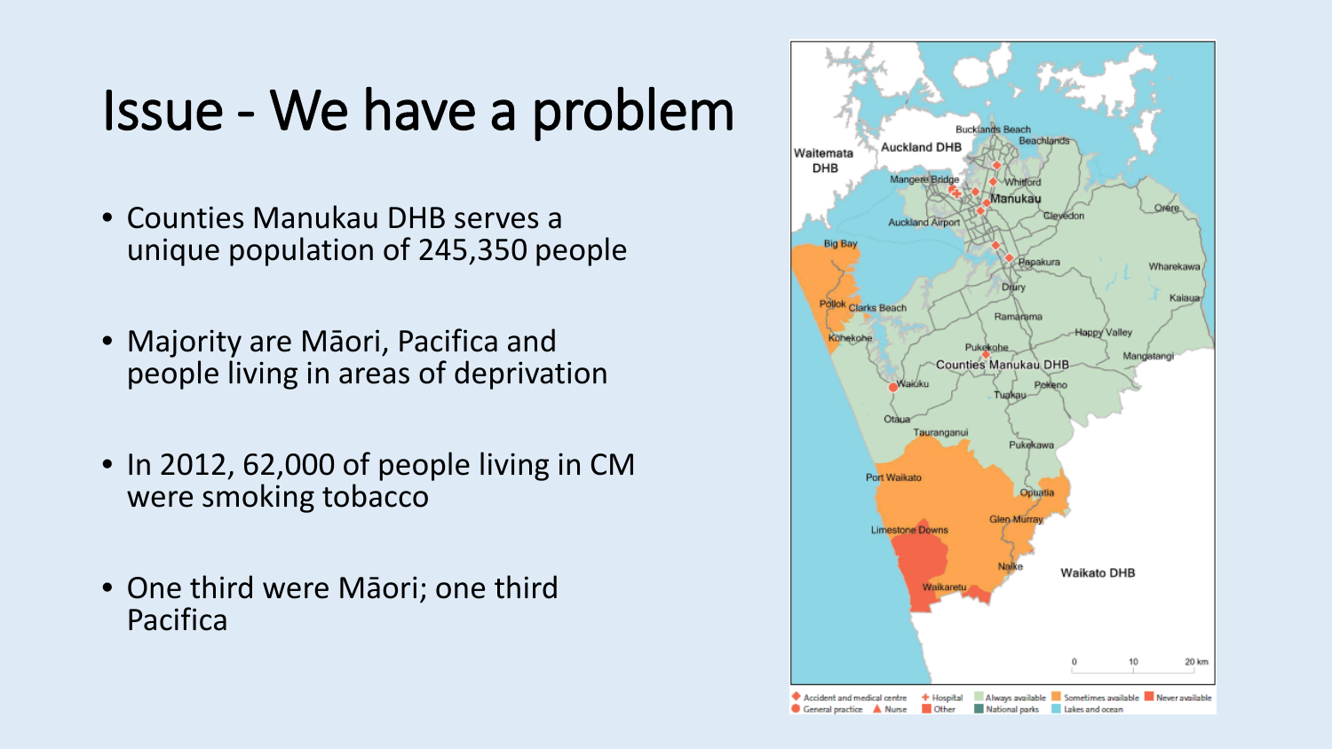# Issue - We have a problem

- Counties Manukau DHB serves a unique population of 245,350 people
- Majority are Māori, Pacifica and people living in areas of deprivation
- In 2012, 62,000 of people living in CM were smoking tobacco
- One third were Māori; one third Pacifica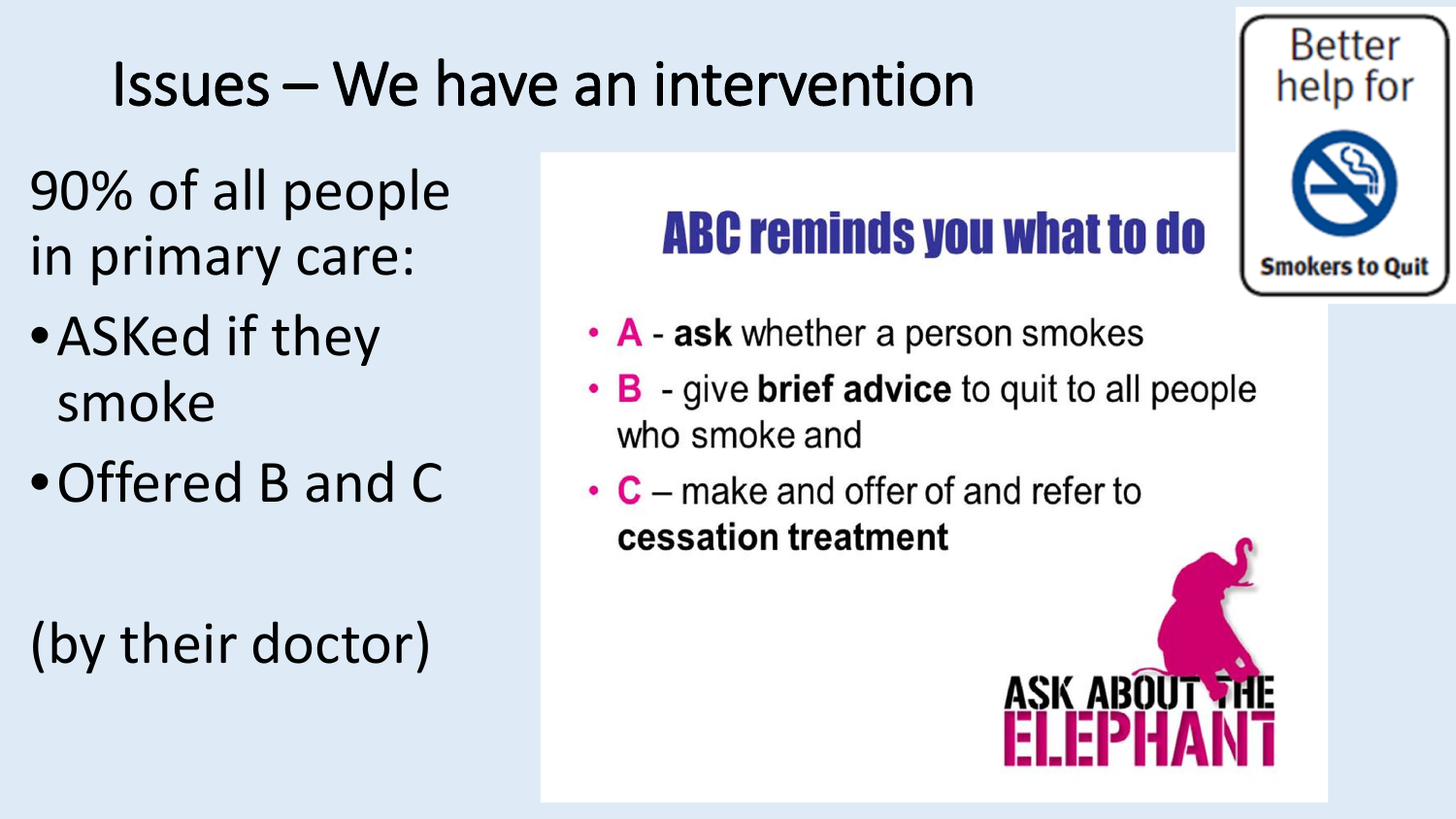# Issues – We have an intervention

90% of all people in primary care:

- ASKed if they smoke
- Offered B and C

(by their doctor)

## ABC reminds you what to do

- A - **ask** whether a person smokes
- B - give **brief advice** to quit to all people who smoke and
- C – make and offer of and refer to **cessation treatment**

ASK ABOUT THE ELEPHANT

Better help for Smokers to Quit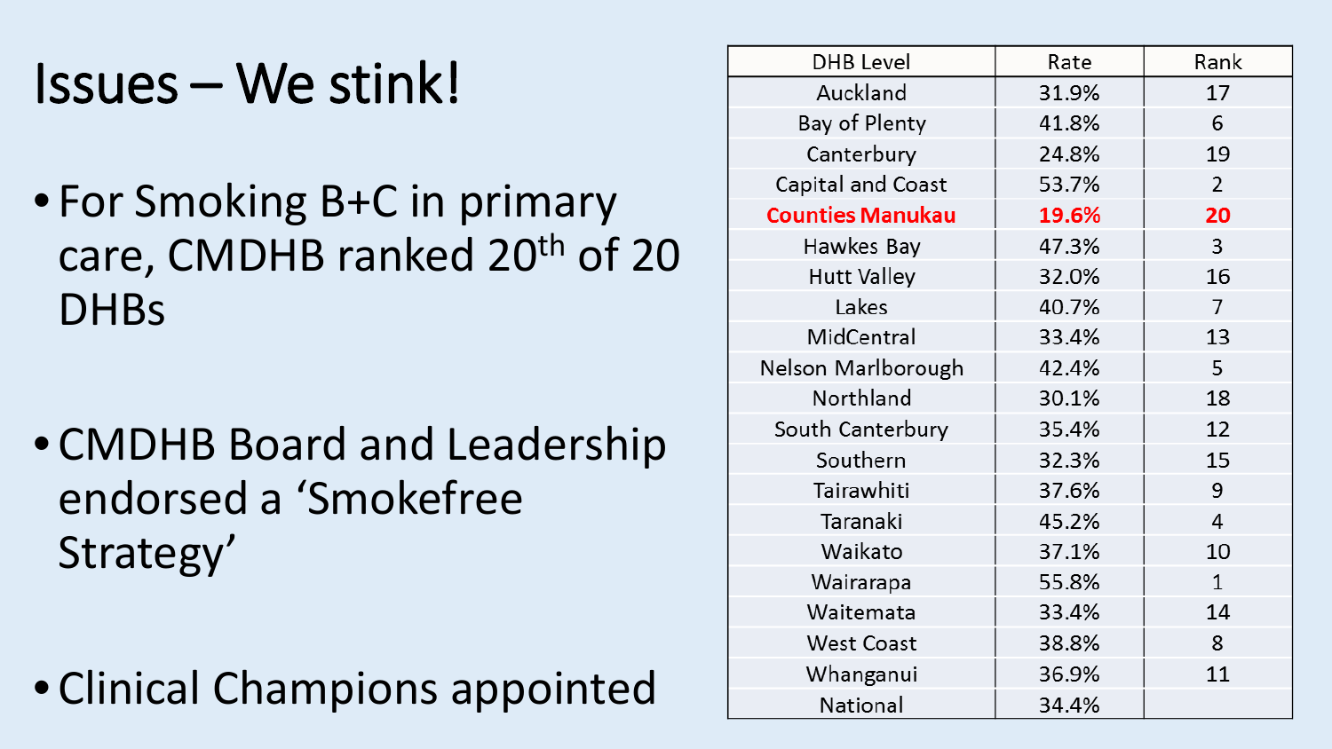# Issues – We stink!

- For Smoking B+C in primary care, CMDHB ranked 20th of 20 DHBs
- CMDHB Board and Leadership endorsed a 'Smokefree Strategy'
- Clinical Champions appointed

| DHB Level | Rate | Rank |
|---|---|---|
| Auckland | 31.9% | 17 |
| Bay of Plenty | 41.8% | 6 |
| Canterbury | 24.8% | 19 |
| Capital and Coast | 53.7% | 2 |
| **Counties Manukau** | **19.6%** | **20** |
| Hawkes Bay | 47.3% | 3 |
| Hutt Valley | 32.0% | 16 |
| Lakes | 40.7% | 7 |
| MidCentral | 33.4% | 13 |
| Nelson Marlborough | 42.4% | 5 |
| Northland | 30.1% | 18 |
| South Canterbury | 35.4% | 12 |
| Southern | 32.3% | 15 |
| Tairawhiti | 37.6% | 9 |
| Taranaki | 45.2% | 4 |
| Waikato | 37.1% | 10 |
| Wairarapa | 55.8% | 1 |
| Waitemata | 33.4% | 14 |
| West Coast | 38.8% | 8 |
| Whanganui | 36.9% | 11 |
| National | 34.4% | |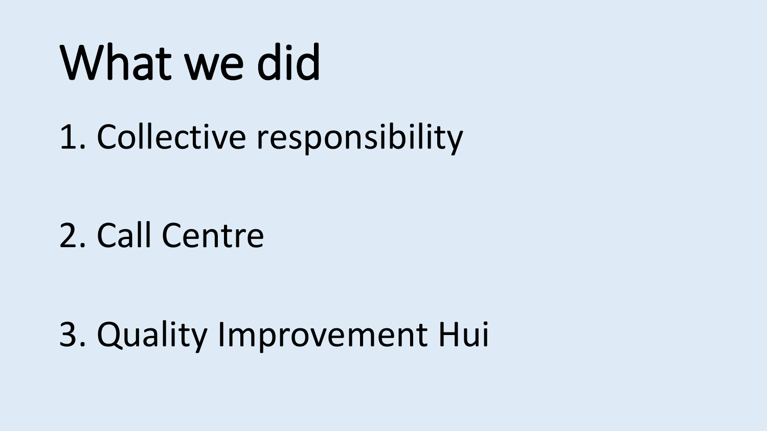# What we did

1. Collective responsibility

2. Call Centre

3. Quality Improvement Hui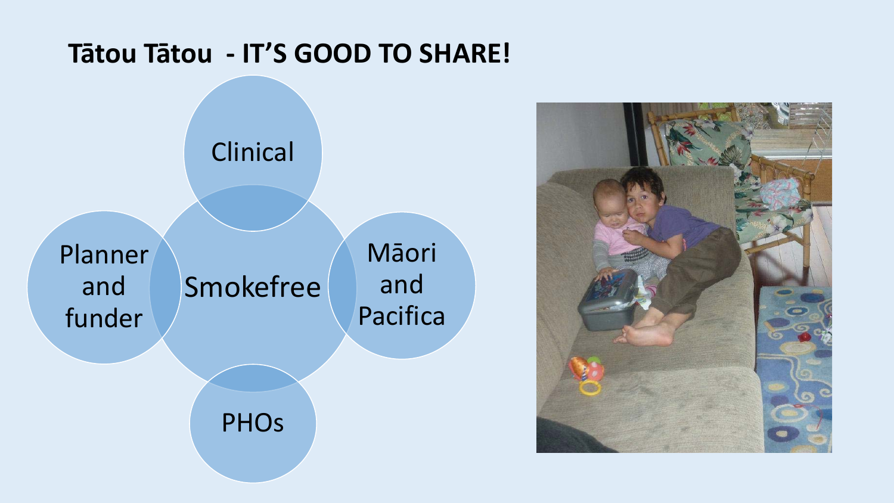## Tātou Tātou - IT'S GOOD TO SHARE!

- Smokefree
  - Clinical
  - Māori and Pacifica
  - PHOs
  - Planner and funder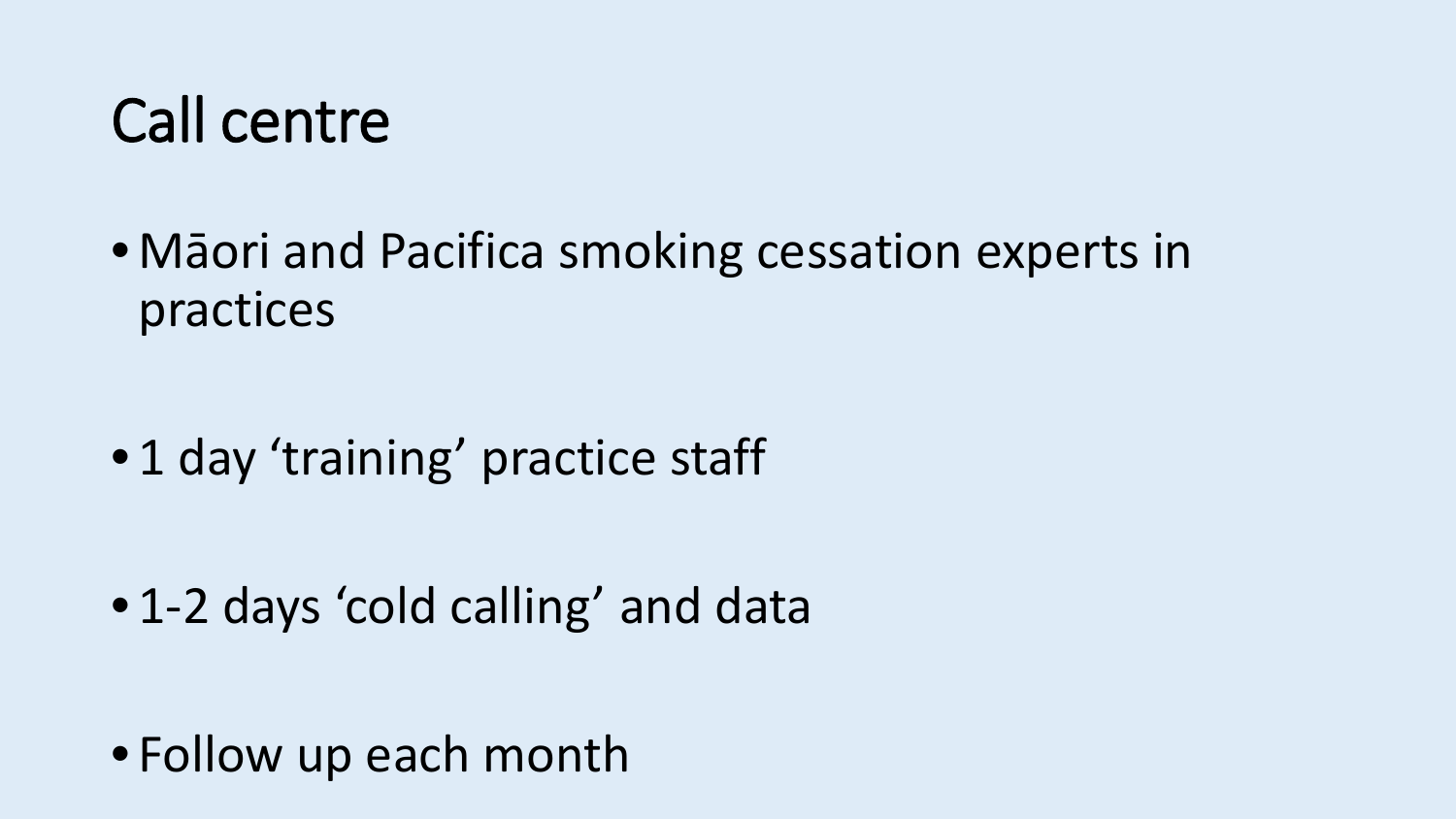# Call centre

- Māori and Pacifica smoking cessation experts in practices
- 1 day ‘training’ practice staff
- 1-2 days ‘cold calling’ and data
- Follow up each month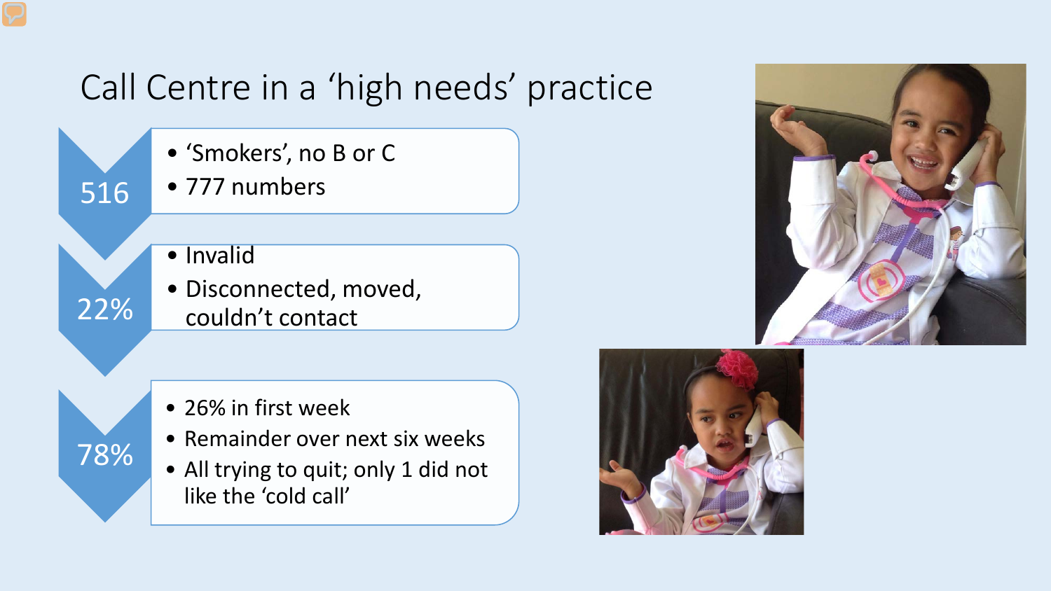# Call Centre in a 'high needs' practice

**516**
- 'Smokers', no B or C
- 777 numbers

**22%**
- Invalid
- Disconnected, moved, couldn't contact

**78%**
- 26% in first week
- Remainder over next six weeks
- All trying to quit; only 1 did not like the 'cold call'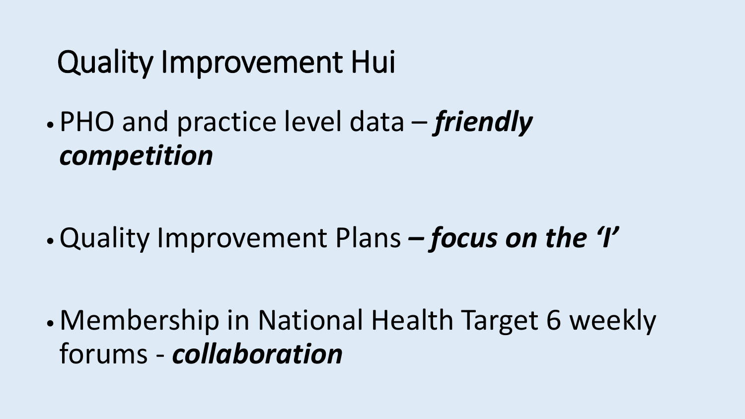# Quality Improvement Hui

- PHO and practice level data – ***friendly competition***

- Quality Improvement Plans ***– focus on the 'I'***

- Membership in National Health Target 6 weekly forums - ***collaboration***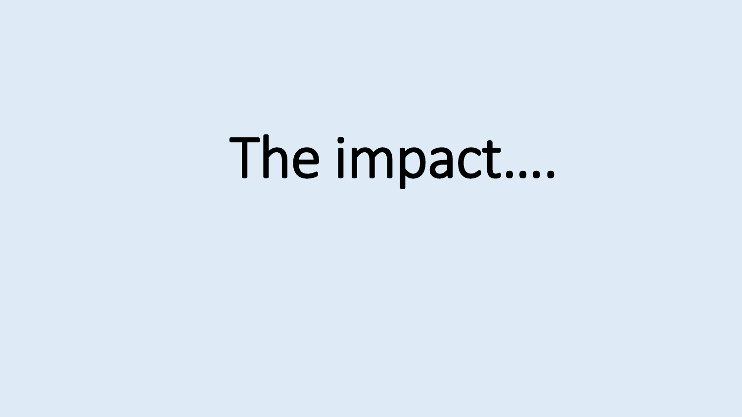# The impact….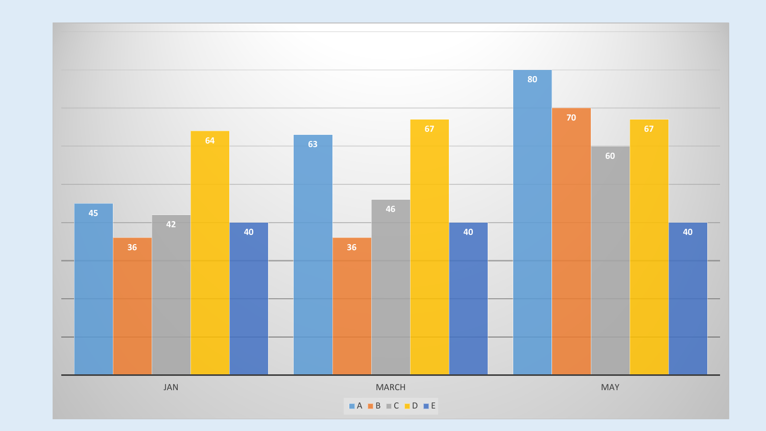| | A | B | C | D | E |
|---|---|---|---|---|---|
| JAN | 45 | 36 | 42 | 64 | 40 |
| MARCH | 63 | 36 | 46 | 67 | 40 |
| MAY | 80 | 70 | 60 | 67 | 40 |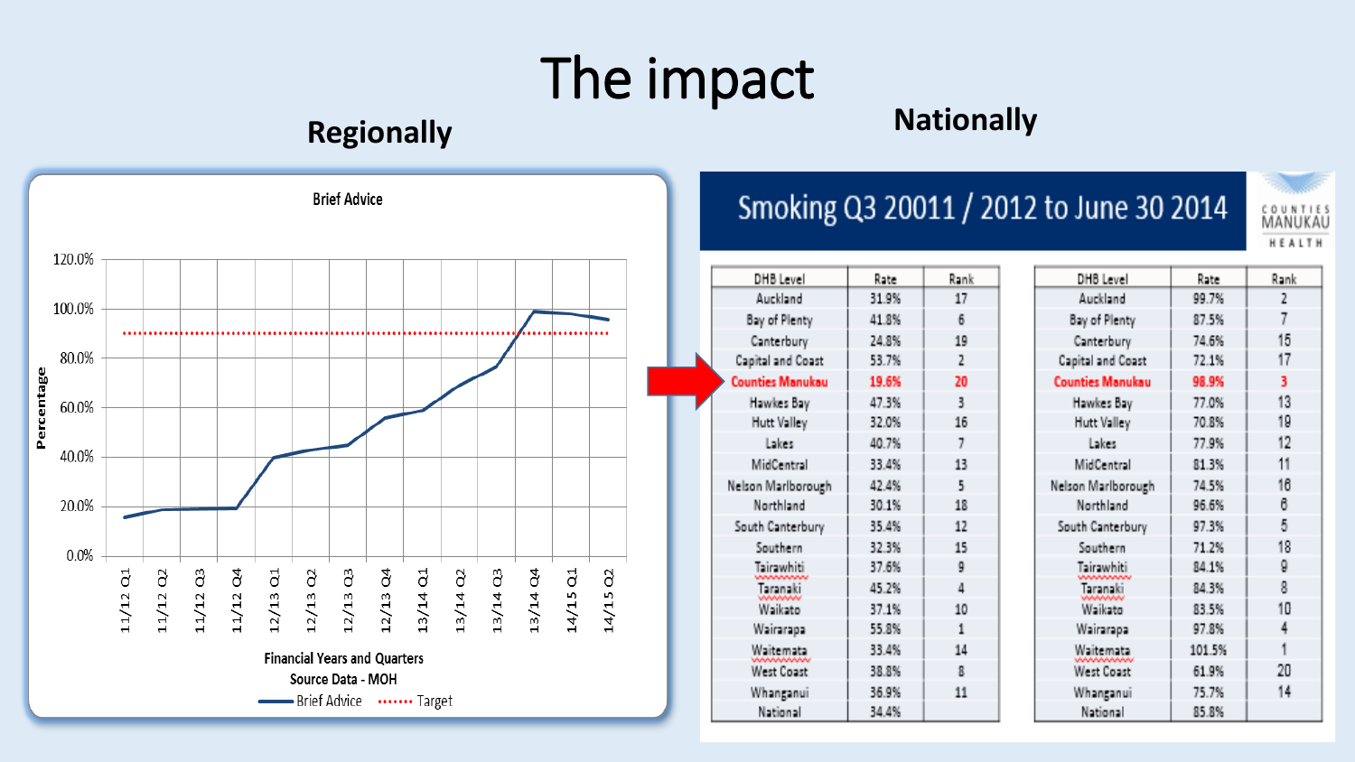# The impact

## Regionally

**Brief Advice**

Percentage (0.0%–120.0%) by Financial Years and Quarters: 11/12 Q1, 11/12 Q2, 11/12 Q3, 11/12 Q4, 12/13 Q1, 12/13 Q2, 12/13 Q3, 12/13 Q4, 13/14 Q1, 13/14 Q2, 13/14 Q3, 13/14 Q4, 14/15 Q1, 14/15 Q2

Source Data - MOH

Brief Advice ······ Target

## Nationally

**Smoking Q3 20011 / 2012 to June 30 2014**

COUNTIES MANUKAU HEALTH

| DHB Level | Rate | Rank | DHB Level | Rate | Rank |
|---|---|---|---|---|---|
| Auckland | 31.9% | 17 | Auckland | 99.7% | 2 |
| Bay of Plenty | 41.8% | 6 | Bay of Plenty | 87.5% | 7 |
| Canterbury | 24.8% | 19 | Canterbury | 74.6% | 15 |
| Capital and Coast | 53.7% | 2 | Capital and Coast | 72.1% | 17 |
| **Counties Manukau** | **19.6%** | **20** | **Counties Manukau** | **98.9%** | **3** |
| Hawkes Bay | 47.3% | 3 | Hawkes Bay | 77.0% | 13 |
| Hutt Valley | 32.0% | 16 | Hutt Valley | 70.8% | 19 |
| Lakes | 40.7% | 7 | Lakes | 77.9% | 12 |
| MidCentral | 33.4% | 13 | MidCentral | 81.3% | 11 |
| Nelson Marlborough | 42.4% | 5 | Nelson Marlborough | 74.5% | 16 |
| Northland | 30.1% | 18 | Northland | 96.6% | 6 |
| South Canterbury | 35.4% | 12 | South Canterbury | 97.3% | 5 |
| Southern | 32.3% | 15 | Southern | 71.2% | 18 |
| Tairawhiti | 37.6% | 9 | Tairawhiti | 84.1% | 9 |
| Taranaki | 45.2% | 4 | Taranaki | 84.3% | 8 |
| Waikato | 37.1% | 10 | Waikato | 83.5% | 10 |
| Wairarapa | 55.8% | 1 | Wairarapa | 97.8% | 4 |
| Waitemata | 33.4% | 14 | Waitemata | 101.5% | 1 |
| West Coast | 38.8% | 8 | West Coast | 61.9% | 20 |
| Whanganui | 36.9% | 11 | Whanganui | 75.7% | 14 |
| National | 34.4% | | National | 85.8% | |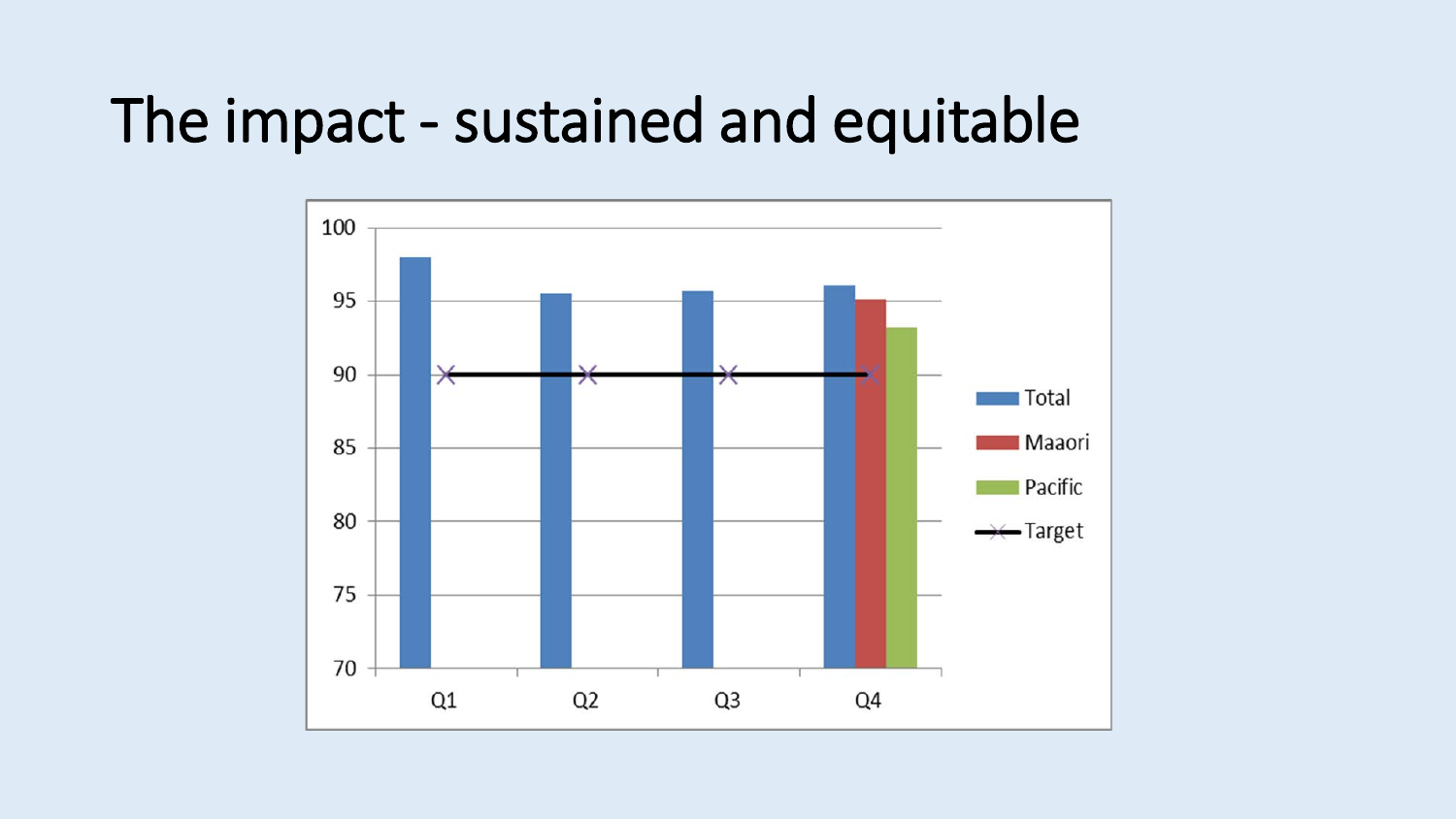# The impact - sustained and equitable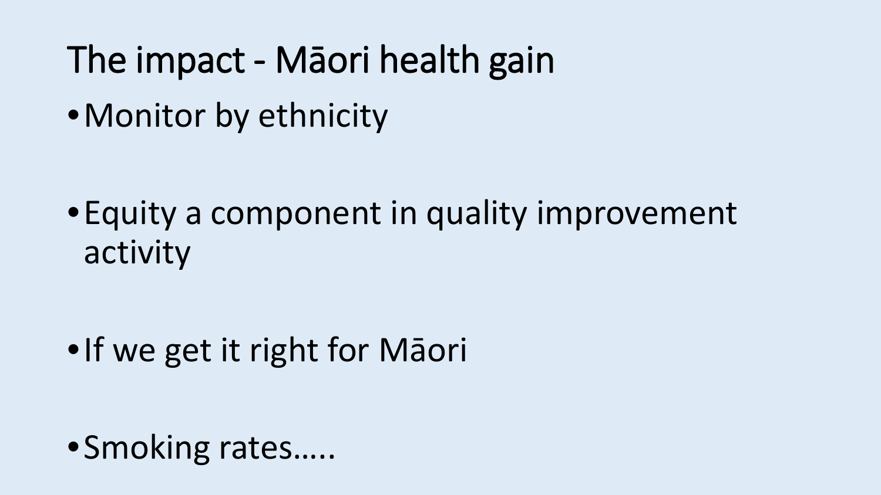# The impact - Māori health gain

- Monitor by ethnicity

- Equity a component in quality improvement activity

- If we get it right for Māori

- Smoking rates…..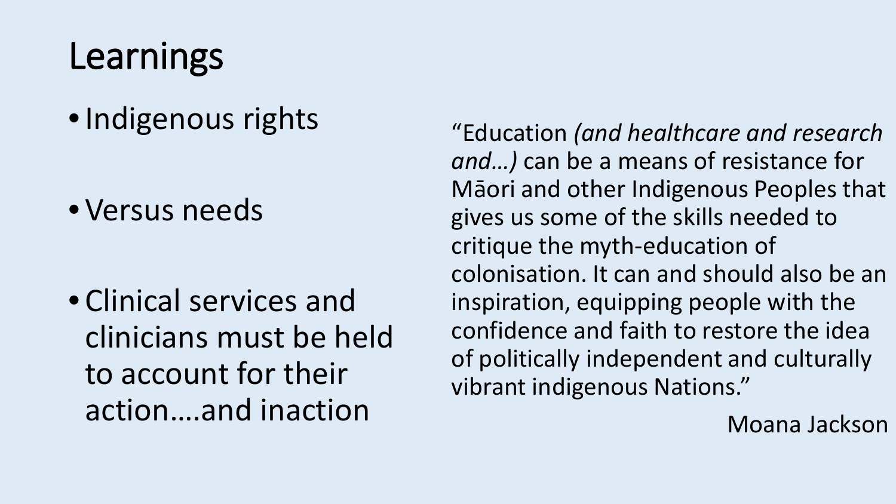# Learnings

- Indigenous rights
- Versus needs
- Clinical services and clinicians must be held to account for their action….and inaction

"Education *(and healthcare and research and…)* can be a means of resistance for Māori and other Indigenous Peoples that gives us some of the skills needed to critique the myth-education of colonisation. It can and should also be an inspiration, equipping people with the confidence and faith to restore the idea of politically independent and culturally vibrant indigenous Nations."

Moana Jackson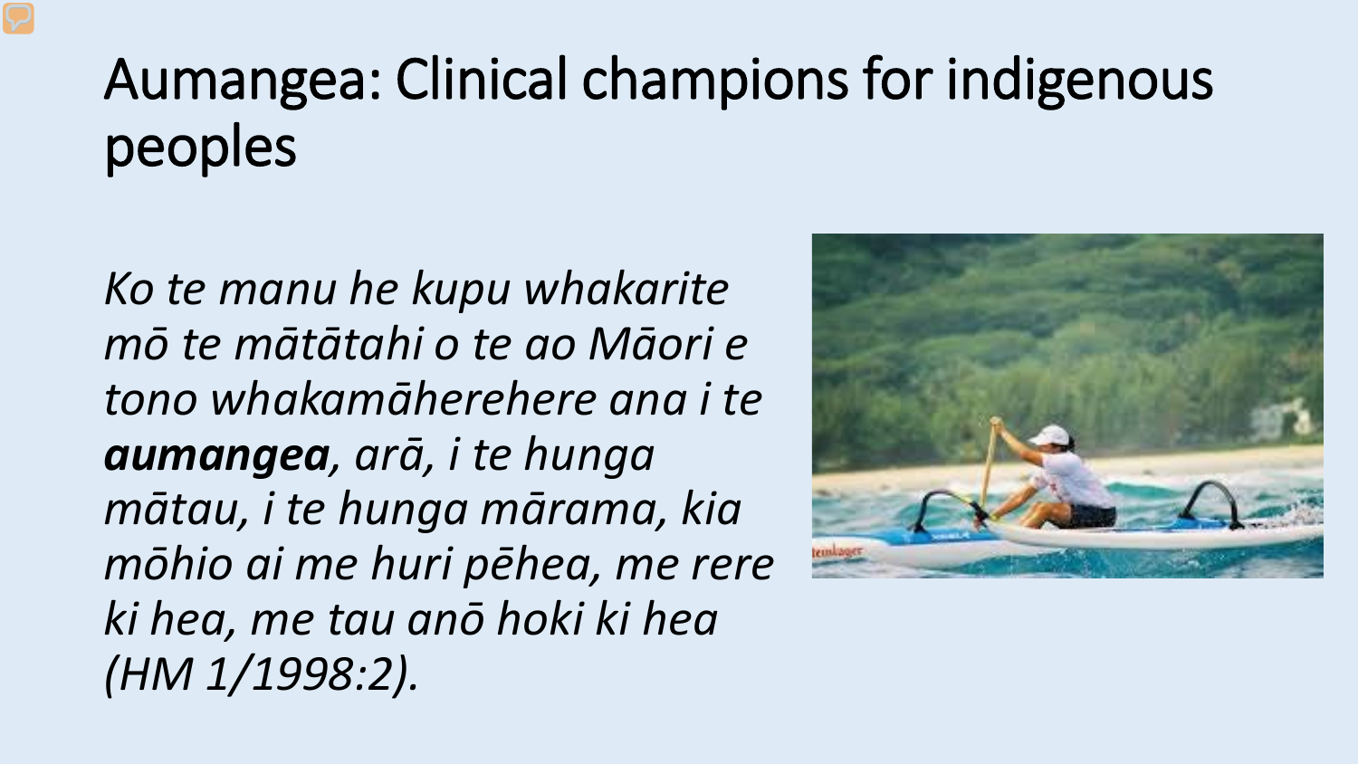# Aumangea: Clinical champions for indigenous peoples

*Ko te manu he kupu whakarite mō te mātātahi o te ao Māori e tono whakamāherehere ana i te* ***aumangea****, arā, i te hunga mātau, i te hunga mārama, kia mōhio ai me huri pēhea, me rere ki hea, me tau anō hoki ki hea (HM 1/1998:2).*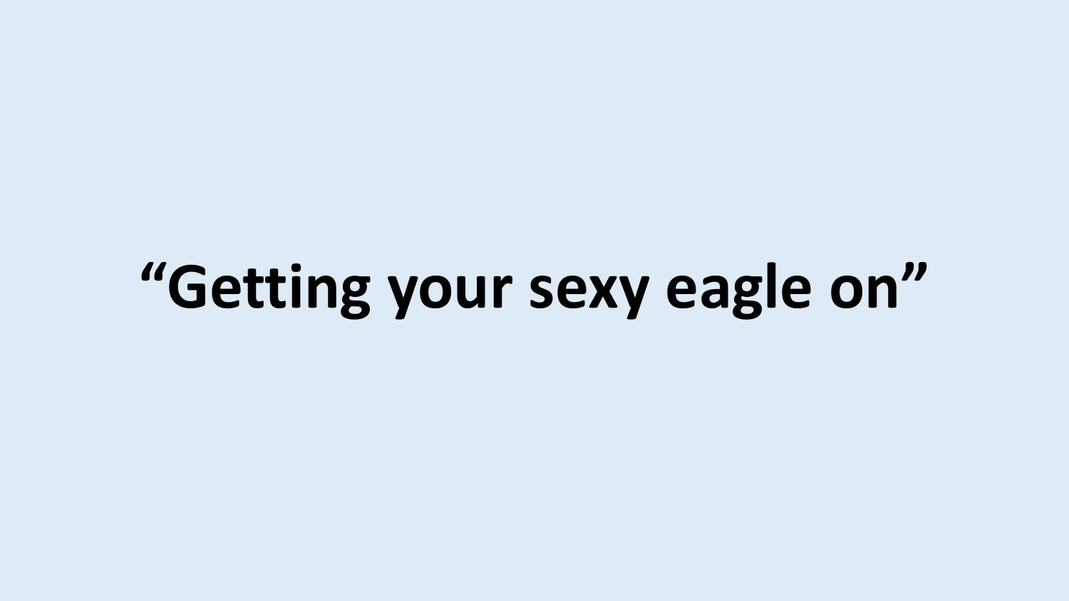**“Getting your sexy eagle on”**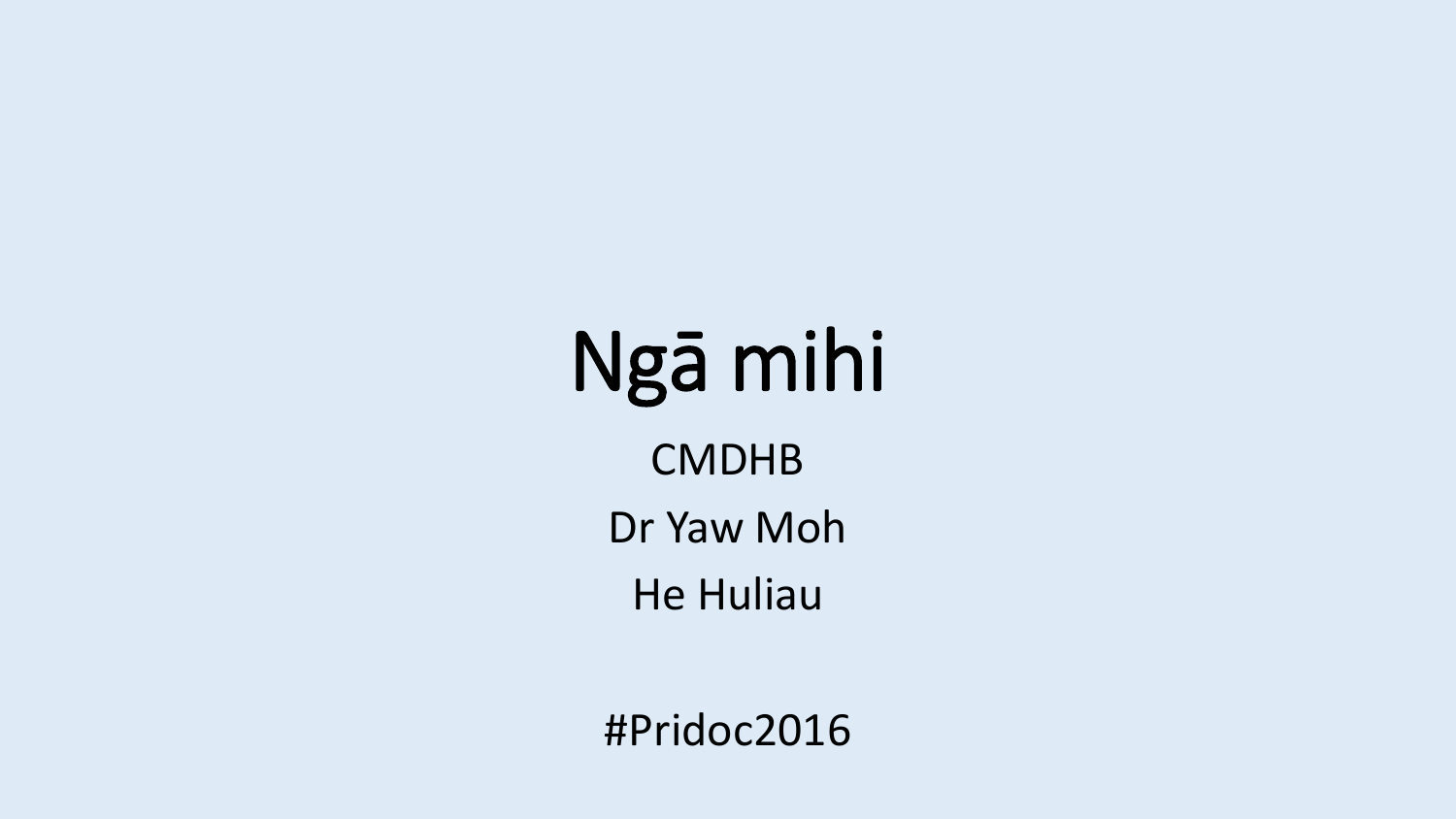# Ngā mihi

CMDHB

Dr Yaw Moh

He Huliau

#Pridoc2016